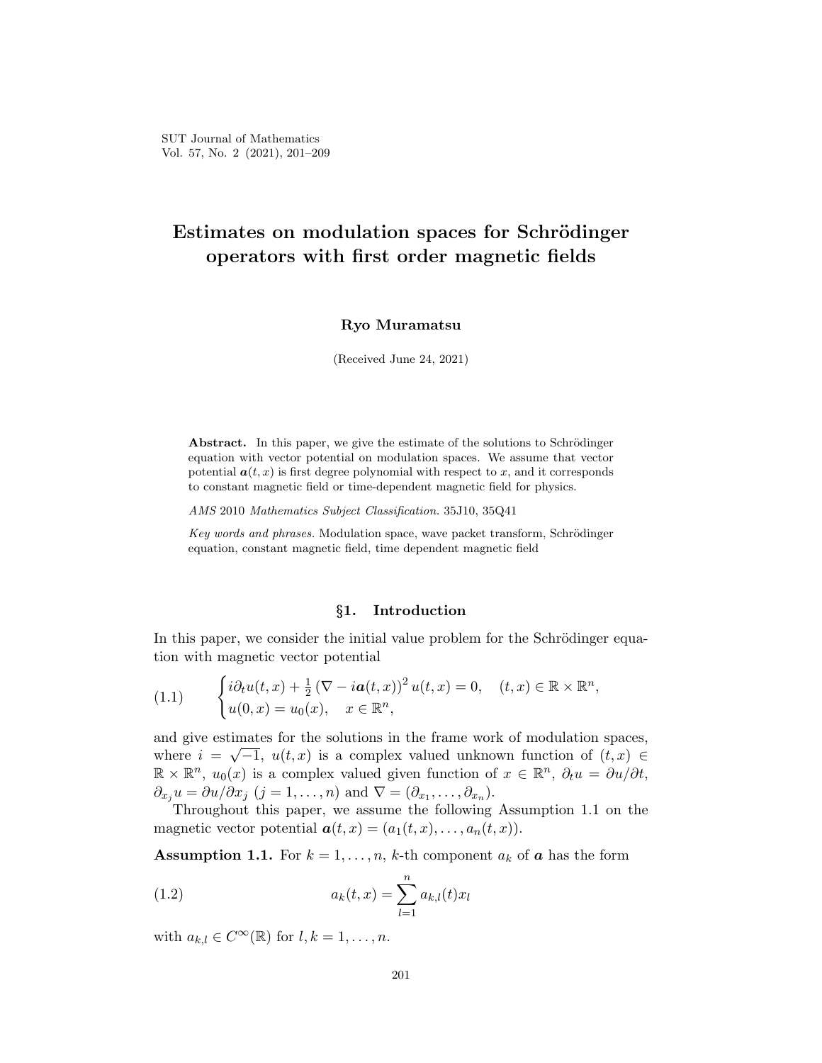# Estimates on modulation spaces for Schrödinger operators with first order magnetic fields

**Ryo Muramatsu**

(Received June 24, 2021)

**Abstract.** In this paper, we give the estimate of the solutions to Schrödinger equation with vector potential on modulation spaces. We assume that vector potential $\boldsymbol{a}(t,x)$ is first degree polynomial with respect to $x$, and it corresponds to constant magnetic field or time-dependent magnetic field for physics.

*AMS* 2010 *Mathematics Subject Classification.* 35J10, 35Q41

*Key words and phrases.* Modulation space, wave packet transform, Schrödinger equation, constant magnetic field, time dependent magnetic field

## §1. Introduction

In this paper, we consider the initial value problem for the Schrödinger equation with magnetic vector potential

$$
\begin{cases} i\partial_t u(t,x) + \frac{1}{2}\left(\nabla - i\boldsymbol{a}(t,x)\right)^2 u(t,x) = 0, & (t,x) \in \mathbb{R} \times \mathbb{R}^n, \\ u(0,x) = u_0(x), & x \in \mathbb{R}^n, \end{cases} \tag{1.1}
$$

and give estimates for the solutions in the frame work of modulation spaces, where $i = \sqrt{-1}$, $u(t,x)$ is a complex valued unknown function of $(t,x) \in \mathbb{R} \times \mathbb{R}^n$, $u_0(x)$ is a complex valued given function of $x \in \mathbb{R}^n$, $\partial_t u = \partial u/\partial t$, $\partial_{x_j} u = \partial u/\partial x_j$ $(j = 1,\ldots,n)$ and $\nabla = (\partial_{x_1},\ldots,\partial_{x_n})$.

Throughout this paper, we assume the following Assumption 1.1 on the magnetic vector potential $\boldsymbol{a}(t,x) = (a_1(t,x),\ldots,a_n(t,x))$.

**Assumption 1.1.** For $k = 1,\ldots,n$, $k$-th component $a_k$ of $\boldsymbol{a}$ has the form

$$
a_k(t,x) = \sum_{l=1}^{n} a_{k,l}(t) x_l \tag{1.2}
$$

with $a_{k,l} \in C^\infty(\mathbb{R})$ for $l,k = 1,\ldots,n$.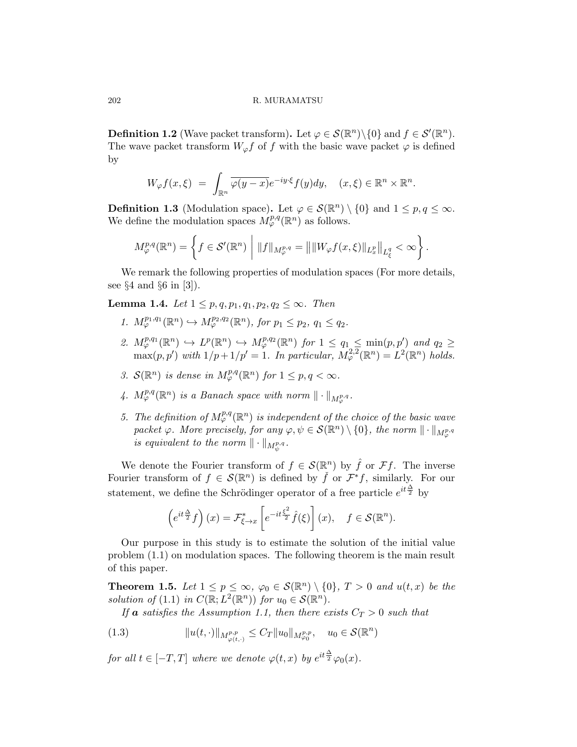**Definition 1.2** (Wave packet transform)**.** Let $\varphi \in \mathcal{S}(\mathbb{R}^n)\setminus\{0\}$ and $f \in \mathcal{S}'(\mathbb{R}^n)$. The wave packet transform $W_\varphi f$ of $f$ with the basic wave packet $\varphi$ is defined by

$$W_\varphi f(x,\xi) \;=\; \int_{\mathbb{R}^n} \overline{\varphi(y-x)} e^{-iy\cdot\xi} f(y)dy, \quad (x,\xi) \in \mathbb{R}^n \times \mathbb{R}^n.$$

**Definition 1.3** (Modulation space)**.** Let $\varphi \in \mathcal{S}(\mathbb{R}^n)\setminus\{0\}$ and $1 \le p, q \le \infty$. We define the modulation spaces $M_\varphi^{p,q}(\mathbb{R}^n)$ as follows.

$$M_\varphi^{p,q}(\mathbb{R}^n) = \left\{ f \in \mathcal{S}'(\mathbb{R}^n) \;\middle|\; \|f\|_{M_\varphi^{p,q}} = \left\| \|W_\varphi f(x,\xi)\|_{L_x^p} \right\|_{L_\xi^q} < \infty \right\}.$$

We remark the following properties of modulation spaces (For more details, see §4 and §6 in [3]).

**Lemma 1.4.** *Let $1 \le p, q, p_1, q_1, p_2, q_2 \le \infty$. Then*

1. *$M_\varphi^{p_1,q_1}(\mathbb{R}^n) \hookrightarrow M_\varphi^{p_2,q_2}(\mathbb{R}^n)$, for $p_1 \le p_2$, $q_1 \le q_2$.*
2. *$M_\varphi^{p,q_1}(\mathbb{R}^n) \hookrightarrow L^p(\mathbb{R}^n) \hookrightarrow M_\varphi^{p,q_2}(\mathbb{R}^n)$ for $1 \le q_1 \le \min(p,p')$ and $q_2 \ge \max(p,p')$ with $1/p + 1/p' = 1$. In particular, $M_\varphi^{2,2}(\mathbb{R}^n) = L^2(\mathbb{R}^n)$ holds.*
3. *$\mathcal{S}(\mathbb{R}^n)$ is dense in $M_\varphi^{p,q}(\mathbb{R}^n)$ for $1 \le p, q < \infty$.*
4. *$M_\varphi^{p,q}(\mathbb{R}^n)$ is a Banach space with norm $\|\cdot\|_{M_\varphi^{p,q}}$.*
5. *The definition of $M_\varphi^{p,q}(\mathbb{R}^n)$ is independent of the choice of the basic wave packet $\varphi$. More precisely, for any $\varphi, \psi \in \mathcal{S}(\mathbb{R}^n)\setminus\{0\}$, the norm $\|\cdot\|_{M_\varphi^{p,q}}$ is equivalent to the norm $\|\cdot\|_{M_\psi^{p,q}}$.*

We denote the Fourier transform of $f \in \mathcal{S}(\mathbb{R}^n)$ by $\hat{f}$ or $\mathcal{F}f$. The inverse Fourier transform of $f \in \mathcal{S}(\mathbb{R}^n)$ is defined by $\check{f}$ or $\mathcal{F}^*f$, similarly. For our statement, we define the Schrödinger operator of a free particle $e^{it\frac{\Delta}{2}}$ by

$$\left(e^{it\frac{\Delta}{2}} f\right)(x) = \mathcal{F}^*_{\xi\to x}\left[e^{-it\frac{\xi^2}{2}} \hat{f}(\xi)\right](x), \quad f \in \mathcal{S}(\mathbb{R}^n).$$

Our purpose in this study is to estimate the solution of the initial value problem (1.1) on modulation spaces. The following theorem is the main result of this paper.

**Theorem 1.5.** *Let $1 \le p \le \infty$, $\varphi_0 \in \mathcal{S}(\mathbb{R}^n)\setminus\{0\}$, $T > 0$ and $u(t,x)$ be the solution of (1.1) in $C(\mathbb{R}; L^2(\mathbb{R}^n))$ for $u_0 \in \mathcal{S}(\mathbb{R}^n)$.*

*If $\boldsymbol{a}$ satisfies the Assumption 1.1, then there exists $C_T > 0$ such that*

$$\|u(t,\cdot)\|_{M^{p,p}_{\varphi(t,\cdot)}} \le C_T \|u_0\|_{M^{p,p}_{\varphi_0}}, \quad u_0 \in \mathcal{S}(\mathbb{R}^n) \tag{1.3}$$

*for all $t \in [-T,T]$ where we denote $\varphi(t,x)$ by $e^{it\frac{\Delta}{2}}\varphi_0(x)$.*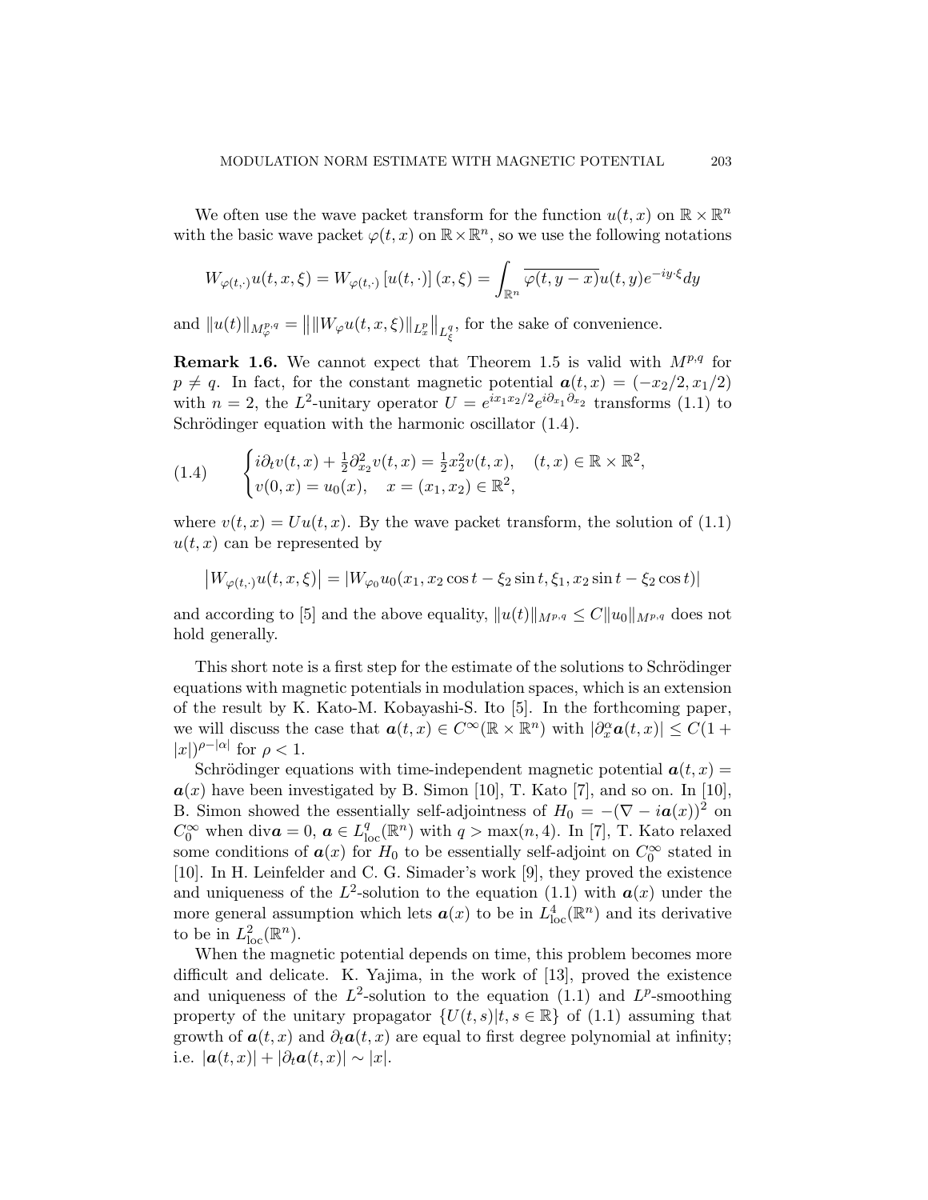We often use the wave packet transform for the function $u(t,x)$ on $\mathbb{R}\times\mathbb{R}^n$ with the basic wave packet $\varphi(t,x)$ on $\mathbb{R}\times\mathbb{R}^n$, so we use the following notations

$$W_{\varphi(t,\cdot)}u(t,x,\xi) = W_{\varphi(t,\cdot)}\left[u(t,\cdot)\right](x,\xi) = \int_{\mathbb{R}^n} \overline{\varphi(t,y-x)}u(t,y)e^{-iy\cdot\xi}dy$$

and $\|u(t)\|_{M^{p,q}_{\varphi}} = \big\| \|W_{\varphi}u(t,x,\xi)\|_{L^p_x} \big\|_{L^q_\xi}$, for the sake of convenience.

**Remark 1.6.** We cannot expect that Theorem 1.5 is valid with $M^{p,q}$ for $p \neq q$. In fact, for the constant magnetic potential $\boldsymbol{a}(t,x) = (-x_2/2, x_1/2)$ with $n=2$, the $L^2$-unitary operator $U = e^{ix_1x_2/2}e^{i\partial_{x_1}\partial_{x_2}}$ transforms (1.1) to Schrödinger equation with the harmonic oscillator (1.4).

$$\tag{1.4} \begin{cases} i\partial_t v(t,x) + \frac{1}{2}\partial_{x_2}^2 v(t,x) = \frac{1}{2}x_2^2 v(t,x), & (t,x)\in\mathbb{R}\times\mathbb{R}^2, \\ v(0,x) = u_0(x), & x = (x_1,x_2)\in\mathbb{R}^2, \end{cases}$$

where $v(t,x) = Uu(t,x)$. By the wave packet transform, the solution of (1.1) $u(t,x)$ can be represented by

$$\left|W_{\varphi(t,\cdot)}u(t,x,\xi)\right| = \left|W_{\varphi_0}u_0(x_1, x_2\cos t - \xi_2\sin t, \xi_1, x_2\sin t - \xi_2\cos t)\right|$$

and according to [5] and the above equality, $\|u(t)\|_{M^{p,q}} \le C\|u_0\|_{M^{p,q}}$ does not hold generally.

This short note is a first step for the estimate of the solutions to Schrödinger equations with magnetic potentials in modulation spaces, which is an extension of the result by K. Kato-M. Kobayashi-S. Ito [5]. In the forthcoming paper, we will discuss the case that $\boldsymbol{a}(t,x)\in C^\infty(\mathbb{R}\times\mathbb{R}^n)$ with $|\partial_x^\alpha \boldsymbol{a}(t,x)| \le C(1+|x|)^{\rho-|\alpha|}$ for $\rho<1$.

Schrödinger equations with time-independent magnetic potential $\boldsymbol{a}(t,x) = \boldsymbol{a}(x)$ have been investigated by B. Simon [10], T. Kato [7], and so on. In [10], B. Simon showed the essentially self-adjointness of $H_0 = -(\nabla - i\boldsymbol{a}(x))^2$ on $C_0^\infty$ when $\mathrm{div}\boldsymbol{a} = 0$, $\boldsymbol{a}\in L^q_{\mathrm{loc}}(\mathbb{R}^n)$ with $q > \max(n,4)$. In [7], T. Kato relaxed some conditions of $\boldsymbol{a}(x)$ for $H_0$ to be essentially self-adjoint on $C_0^\infty$ stated in [10]. In H. Leinfelder and C. G. Simader's work [9], they proved the existence and uniqueness of the $L^2$-solution to the equation (1.1) with $\boldsymbol{a}(x)$ under the more general assumption which lets $\boldsymbol{a}(x)$ to be in $L^4_{\mathrm{loc}}(\mathbb{R}^n)$ and its derivative to be in $L^2_{\mathrm{loc}}(\mathbb{R}^n)$.

When the magnetic potential depends on time, this problem becomes more difficult and delicate. K. Yajima, in the work of [13], proved the existence and uniqueness of the $L^2$-solution to the equation (1.1) and $L^p$-smoothing property of the unitary propagator $\{U(t,s)|t,s\in\mathbb{R}\}$ of (1.1) assuming that growth of $\boldsymbol{a}(t,x)$ and $\partial_t\boldsymbol{a}(t,x)$ are equal to first degree polynomial at infinity; i.e. $|\boldsymbol{a}(t,x)| + |\partial_t\boldsymbol{a}(t,x)| \sim |x|$.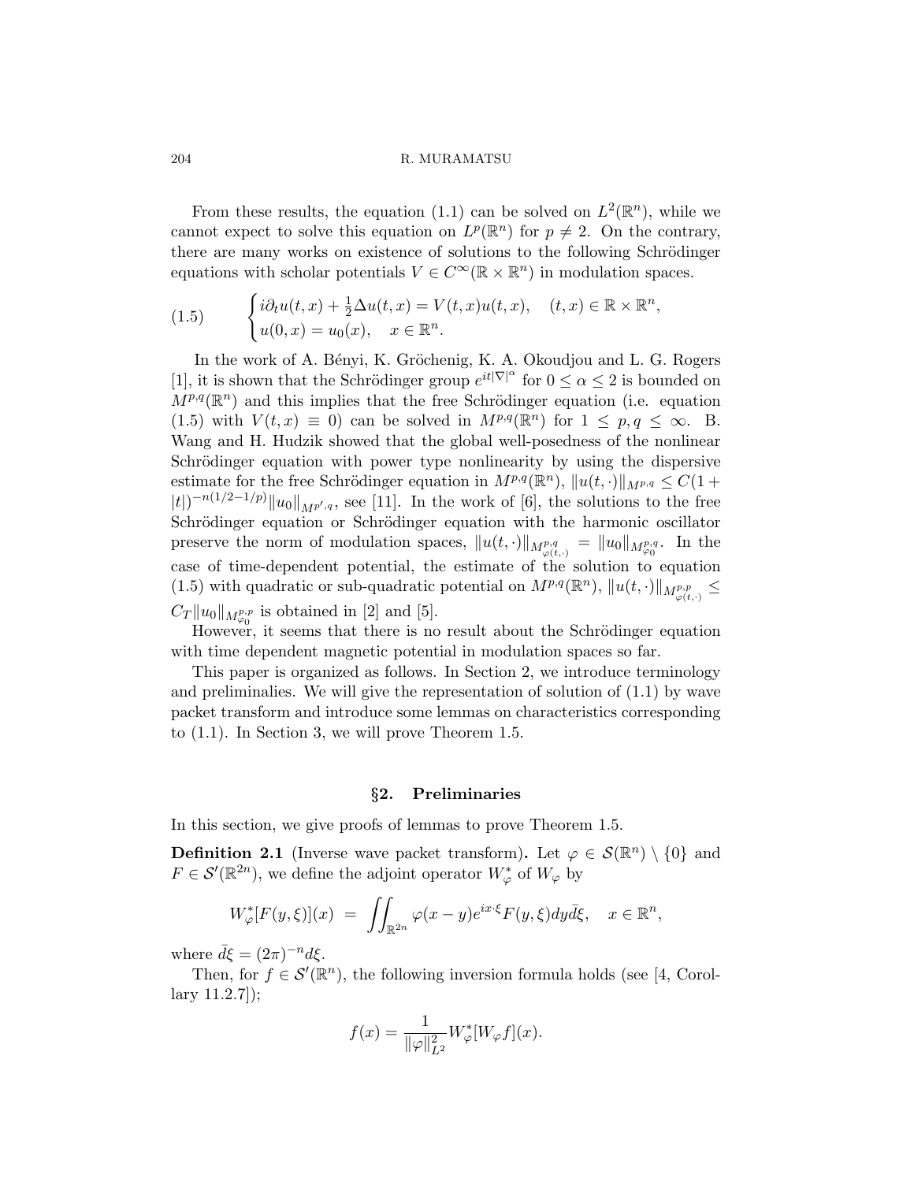From these results, the equation (1.1) can be solved on $L^2(\mathbb{R}^n)$, while we cannot expect to solve this equation on $L^p(\mathbb{R}^n)$ for $p \neq 2$. On the contrary, there are many works on existence of solutions to the following Schrödinger equations with scholar potentials $V \in C^\infty(\mathbb{R} \times \mathbb{R}^n)$ in modulation spaces.

$$
(1.5) \qquad \begin{cases} i\partial_t u(t,x) + \frac{1}{2}\Delta u(t,x) = V(t,x)u(t,x), \quad (t,x) \in \mathbb{R} \times \mathbb{R}^n, \\ u(0,x) = u_0(x), \quad x \in \mathbb{R}^n. \end{cases}
$$

In the work of A. Bényi, K. Gröchenig, K. A. Okoudjou and L. G. Rogers [1], it is shown that the Schrödinger group $e^{it|\nabla|^\alpha}$ for $0 \leq \alpha \leq 2$ is bounded on $M^{p,q}(\mathbb{R}^n)$ and this implies that the free Schrödinger equation (i.e. equation (1.5) with $V(t,x) \equiv 0$) can be solved in $M^{p,q}(\mathbb{R}^n)$ for $1 \leq p, q \leq \infty$. B. Wang and H. Hudzik showed that the global well-posedness of the nonlinear Schrödinger equation with power type nonlinearity by using the dispersive estimate for the free Schrödinger equation in $M^{p,q}(\mathbb{R}^n)$, $\|u(t,\cdot)\|_{M^{p,q}} \leq C(1+|t|)^{-n(1/2-1/p)}\|u_0\|_{M^{p',q}}$, see [11]. In the work of [6], the solutions to the free Schrödinger equation or Schrödinger equation with the harmonic oscillator preserve the norm of modulation spaces, $\|u(t,\cdot)\|_{M^{p,q}_{\varphi(t,\cdot)}} = \|u_0\|_{M^{p,q}_{\varphi_0}}$. In the case of time-dependent potential, the estimate of the solution to equation (1.5) with quadratic or sub-quadratic potential on $M^{p,q}(\mathbb{R}^n)$, $\|u(t,\cdot)\|_{M^{p,p}_{\varphi(t,\cdot)}} \leq C_T\|u_0\|_{M^{p,p}_{\varphi_0}}$ is obtained in [2] and [5].

However, it seems that there is no result about the Schrödinger equation with time dependent magnetic potential in modulation spaces so far.

This paper is organized as follows. In Section 2, we introduce terminology and preliminalies. We will give the representation of solution of (1.1) by wave packet transform and introduce some lemmas on characteristics corresponding to (1.1). In Section 3, we will prove Theorem 1.5.

## §2. Preliminaries

In this section, we give proofs of lemmas to prove Theorem 1.5.

**Definition 2.1** (Inverse wave packet transform)**.** Let $\varphi \in \mathcal{S}(\mathbb{R}^n) \setminus \{0\}$ and $F \in \mathcal{S}'(\mathbb{R}^{2n})$, we define the adjoint operator $W_\varphi^*$ of $W_\varphi$ by

$$
W_\varphi^*[F(y,\xi)](x) \;=\; \iint_{\mathbb{R}^{2n}} \varphi(x-y)e^{ix\cdot\xi}F(y,\xi)dy\bar{d}\xi, \quad x \in \mathbb{R}^n,
$$

where $\bar{d}\xi = (2\pi)^{-n}d\xi$.

Then, for $f \in \mathcal{S}'(\mathbb{R}^n)$, the following inversion formula holds (see [4, Corollary 11.2.7]);

$$
f(x) = \frac{1}{\|\varphi\|_{L^2}^2} W_\varphi^*[W_\varphi f](x).
$$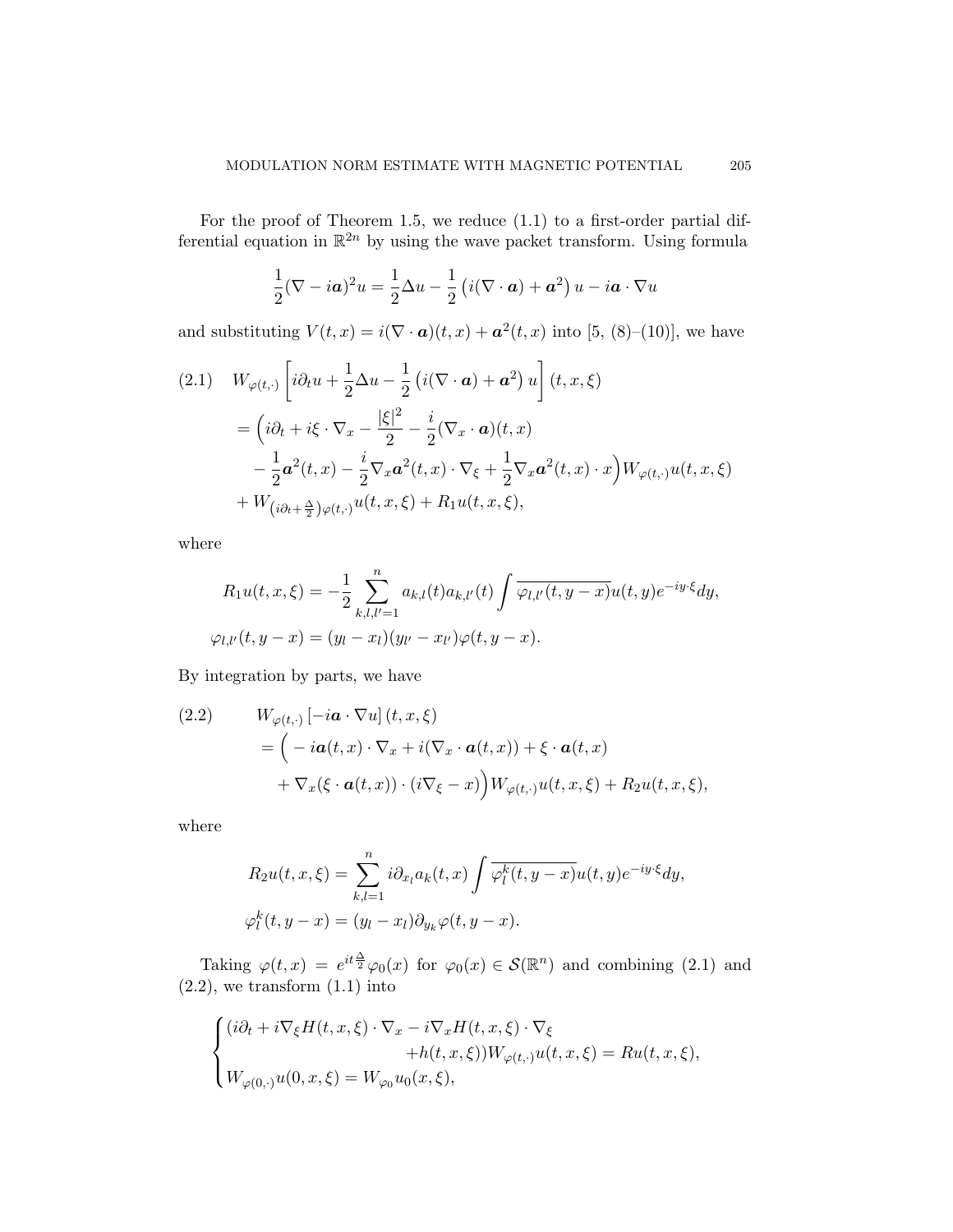For the proof of Theorem 1.5, we reduce (1.1) to a first-order partial differential equation in $\mathbb{R}^{2n}$ by using the wave packet transform. Using formula

$$\frac{1}{2}(\nabla - i\boldsymbol{a})^2 u = \frac{1}{2}\Delta u - \frac{1}{2}\left(i(\nabla\cdot\boldsymbol{a}) + \boldsymbol{a}^2\right)u - i\boldsymbol{a}\cdot\nabla u$$

and substituting $V(t,x) = i(\nabla\cdot\boldsymbol{a})(t,x) + \boldsymbol{a}^2(t,x)$ into [5, (8)–(10)], we have

$$\begin{aligned}
(2.1)\quad & W_{\varphi(t,\cdot)}\left[i\partial_t u + \frac{1}{2}\Delta u - \frac{1}{2}\left(i(\nabla\cdot\boldsymbol{a}) + \boldsymbol{a}^2\right)u\right](t,x,\xi) \\
&= \Big(i\partial_t + i\xi\cdot\nabla_x - \frac{|\xi|^2}{2} - \frac{i}{2}(\nabla_x\cdot\boldsymbol{a})(t,x) \\
&\quad - \frac{1}{2}\boldsymbol{a}^2(t,x) - \frac{i}{2}\nabla_x\boldsymbol{a}^2(t,x)\cdot\nabla_\xi + \frac{1}{2}\nabla_x\boldsymbol{a}^2(t,x)\cdot x\Big)W_{\varphi(t,\cdot)}u(t,x,\xi) \\
&\quad + W_{\left(i\partial_t + \frac{\Delta}{2}\right)\varphi(t,\cdot)}u(t,x,\xi) + R_1u(t,x,\xi),
\end{aligned}$$

where

$$\begin{aligned}
R_1u(t,x,\xi) &= -\frac{1}{2}\sum_{k,l,l'=1}^{n} a_{k,l}(t)a_{k,l'}(t)\int \overline{\varphi_{l,l'}(t,y-x)}u(t,y)e^{-iy\cdot\xi}dy, \\
\varphi_{l,l'}(t,y-x) &= (y_l - x_l)(y_{l'} - x_{l'})\varphi(t,y-x).
\end{aligned}$$

By integration by parts, we have

$$\begin{aligned}
(2.2)\qquad & W_{\varphi(t,\cdot)}\left[-i\boldsymbol{a}\cdot\nabla u\right](t,x,\xi) \\
&= \Big(-i\boldsymbol{a}(t,x)\cdot\nabla_x + i(\nabla_x\cdot\boldsymbol{a}(t,x)) + \xi\cdot\boldsymbol{a}(t,x) \\
&\quad + \nabla_x(\xi\cdot\boldsymbol{a}(t,x))\cdot(i\nabla_\xi - x)\Big)W_{\varphi(t,\cdot)}u(t,x,\xi) + R_2u(t,x,\xi),
\end{aligned}$$

where

$$\begin{aligned}
R_2u(t,x,\xi) &= \sum_{k,l=1}^{n} i\partial_{x_l}a_k(t,x)\int \overline{\varphi_l^k(t,y-x)}u(t,y)e^{-iy\cdot\xi}dy, \\
\varphi_l^k(t,y-x) &= (y_l - x_l)\partial_{y_k}\varphi(t,y-x).
\end{aligned}$$

Taking $\varphi(t,x) = e^{it\frac{\Delta}{2}}\varphi_0(x)$ for $\varphi_0(x)\in\mathcal{S}(\mathbb{R}^n)$ and combining (2.1) and (2.2), we transform (1.1) into

$$\begin{cases}
(i\partial_t + i\nabla_\xi H(t,x,\xi)\cdot\nabla_x - i\nabla_x H(t,x,\xi)\cdot\nabla_\xi \\
\qquad\qquad\qquad + h(t,x,\xi))W_{\varphi(t,\cdot)}u(t,x,\xi) = Ru(t,x,\xi), \\
W_{\varphi(0,\cdot)}u(0,x,\xi) = W_{\varphi_0}u_0(x,\xi),
\end{cases}$$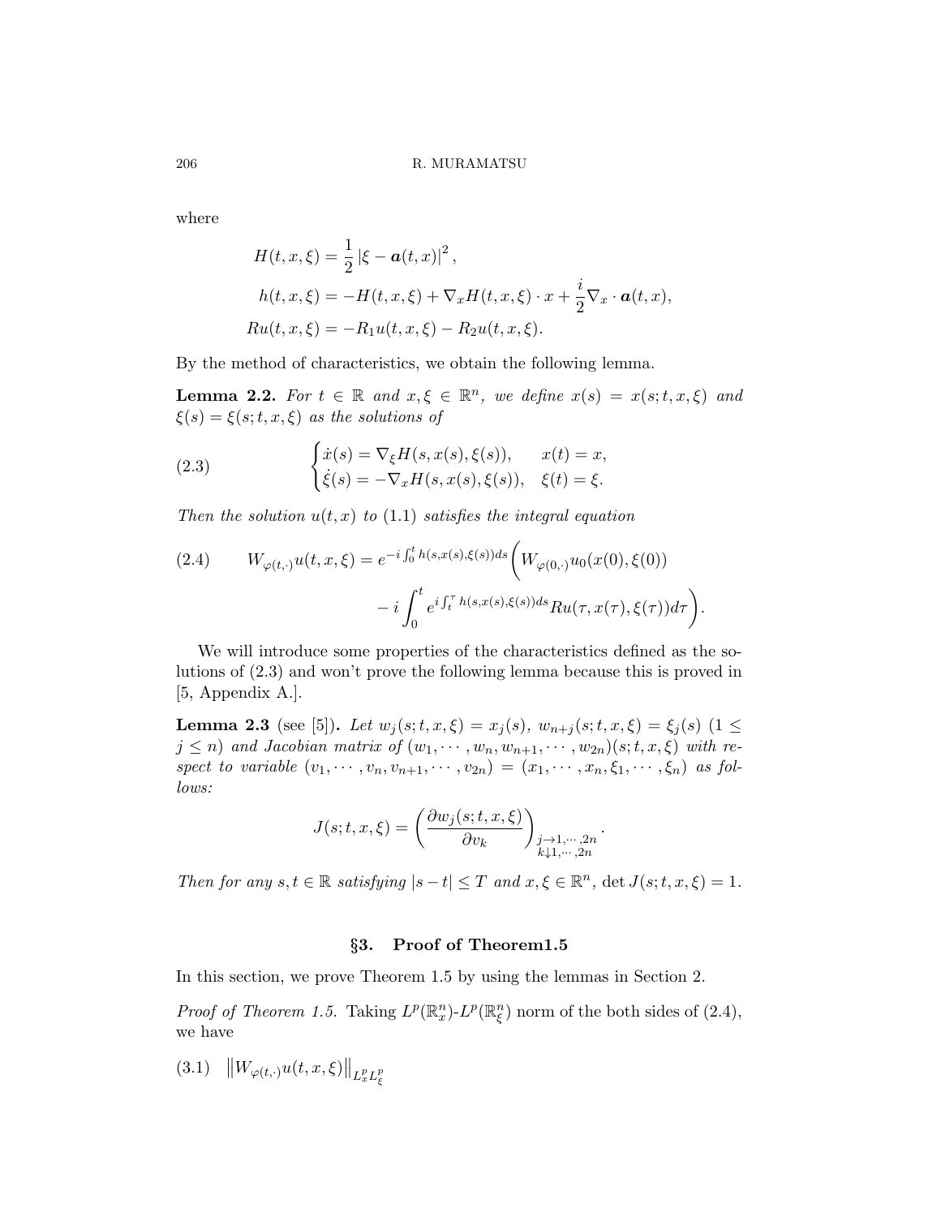where

$$
\begin{aligned}
H(t,x,\xi) &= \frac{1}{2}\left|\xi - \boldsymbol{a}(t,x)\right|^2, \\
h(t,x,\xi) &= -H(t,x,\xi) + \nabla_x H(t,x,\xi)\cdot x + \frac{i}{2}\nabla_x \cdot \boldsymbol{a}(t,x), \\
Ru(t,x,\xi) &= -R_1 u(t,x,\xi) - R_2 u(t,x,\xi).
\end{aligned}
$$

By the method of characteristics, we obtain the following lemma.

**Lemma 2.2.** *For $t \in \mathbb{R}$ and $x, \xi \in \mathbb{R}^n$, we define $x(s) = x(s;t,x,\xi)$ and $\xi(s) = \xi(s;t,x,\xi)$ as the solutions of*

$$
\begin{cases}
\dot{x}(s) = \nabla_\xi H(s, x(s), \xi(s)), & x(t) = x, \\
\dot{\xi}(s) = -\nabla_x H(s, x(s), \xi(s)), & \xi(t) = \xi.
\end{cases}
\tag{2.3}
$$

*Then the solution $u(t,x)$ to* (1.1) *satisfies the integral equation*

$$
\begin{aligned}
W_{\varphi(t,\cdot)}u(t,x,\xi) = e^{-i\int_0^t h(s,x(s),\xi(s))ds}\bigg( & W_{\varphi(0,\cdot)}u_0(x(0),\xi(0)) \\
& - i\int_0^t e^{i\int_t^\tau h(s,x(s),\xi(s))ds} Ru(\tau, x(\tau), \xi(\tau))d\tau\bigg).
\end{aligned}
\tag{2.4}
$$

We will introduce some properties of the characteristics defined as the solutions of (2.3) and won't prove the following lemma because this is proved in [5, Appendix A.].

**Lemma 2.3** (see [5])**.** *Let $w_j(s;t,x,\xi) = x_j(s)$, $w_{n+j}(s;t,x,\xi) = \xi_j(s)$ $(1 \le j \le n)$ and Jacobian matrix of $(w_1,\cdots,w_n,w_{n+1},\cdots,w_{2n})(s;t,x,\xi)$ with respect to variable $(v_1,\cdots,v_n,v_{n+1},\cdots,v_{2n}) = (x_1,\cdots,x_n,\xi_1,\cdots,\xi_n)$ as follows:*

$$
J(s;t,x,\xi) = \left(\frac{\partial w_j(s;t,x,\xi)}{\partial v_k}\right)_{\substack{j\to 1,\cdots,2n \\ k\downarrow 1,\cdots,2n}}.
$$

*Then for any $s,t \in \mathbb{R}$ satisfying $|s-t| \le T$ and $x, \xi \in \mathbb{R}^n$,* $\det J(s;t,x,\xi) = 1$.

## §3. Proof of Theorem1.5

In this section, we prove Theorem 1.5 by using the lemmas in Section 2.

*Proof of Theorem 1.5.* Taking $L^p(\mathbb{R}^n_x)$-$L^p(\mathbb{R}^n_\xi)$ norm of the both sides of (2.4), we have

$$
\left\|W_{\varphi(t,\cdot)}u(t,x,\xi)\right\|_{L^p_x L^p_\xi}
\tag{3.1}
$$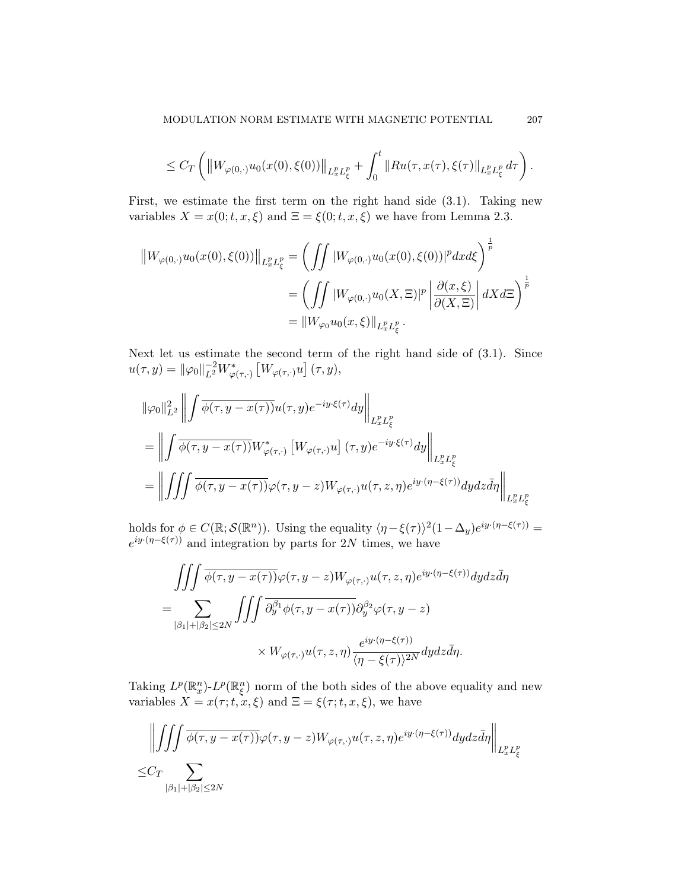$$\leq C_T \left( \left\| W_{\varphi(0,\cdot)} u_0(x(0), \xi(0)) \right\|_{L^p_x L^p_\xi} + \int_0^t \| Ru(\tau, x(\tau), \xi(\tau)\|_{L^p_x L^p_\xi} d\tau \right).$$

First, we estimate the first term on the right hand side (3.1). Taking new variables $X = x(0; t, x, \xi)$ and $\Xi = \xi(0; t, x, \xi)$ we have from Lemma 2.3.

$$\begin{aligned}
\left\| W_{\varphi(0,\cdot)} u_0(x(0), \xi(0)) \right\|_{L^p_x L^p_\xi} &= \left( \iint |W_{\varphi(0,\cdot)} u_0(x(0), \xi(0))|^p dx d\xi \right)^{\frac{1}{p}} \\
&= \left( \iint |W_{\varphi(0,\cdot)} u_0(X, \Xi)|^p \left| \frac{\partial(x, \xi)}{\partial(X, \Xi)} \right| dX d\Xi \right)^{\frac{1}{p}} \\
&= \| W_{\varphi_0} u_0(x, \xi) \|_{L^p_x L^p_\xi}.
\end{aligned}$$

Next let us estimate the second term of the right hand side of (3.1). Since $u(\tau, y) = \|\varphi_0\|_{L^2}^{-2} W^*_{\varphi(\tau,\cdot)} \left[ W_{\varphi(\tau,\cdot)} u \right](\tau, y)$,

$$\begin{aligned}
&\|\varphi_0\|_{L^2}^2 \left\| \int \overline{\phi(\tau, y - x(\tau))} u(\tau, y) e^{-iy\cdot\xi(\tau)} dy \right\|_{L^p_x L^p_\xi} \\
&= \left\| \int \overline{\phi(\tau, y - x(\tau))} W^*_{\varphi(\tau,\cdot)} \left[ W_{\varphi(\tau,\cdot)} u \right](\tau, y) e^{-iy\cdot\xi(\tau)} dy \right\|_{L^p_x L^p_\xi} \\
&= \left\| \iiint \overline{\phi(\tau, y - x(\tau))} \varphi(\tau, y - z) W_{\varphi(\tau,\cdot)} u(\tau, z, \eta) e^{iy\cdot(\eta - \xi(\tau))} dy dz \bar{d}\eta \right\|_{L^p_x L^p_\xi}
\end{aligned}$$

holds for $\phi \in C(\mathbb{R}; \mathcal{S}(\mathbb{R}^n))$. Using the equality $\langle \eta - \xi(\tau) \rangle^2 (1 - \Delta_y) e^{iy\cdot(\eta - \xi(\tau))} = e^{iy\cdot(\eta - \xi(\tau))}$ and integration by parts for $2N$ times, we have

$$\begin{aligned}
&\iiint \overline{\phi(\tau, y - x(\tau))} \varphi(\tau, y - z) W_{\varphi(\tau,\cdot)} u(\tau, z, \eta) e^{iy\cdot(\eta - \xi(\tau))} dy dz \bar{d}\eta \\
&= \sum_{|\beta_1| + |\beta_2| \leq 2N} \iiint \overline{\partial_y^{\beta_1} \phi(\tau, y - x(\tau))} \partial_y^{\beta_2} \varphi(\tau, y - z) \\
&\qquad\qquad \times W_{\varphi(\tau,\cdot)} u(\tau, z, \eta) \frac{e^{iy\cdot(\eta - \xi(\tau))}}{\langle \eta - \xi(\tau) \rangle^{2N}} dy dz \bar{d}\eta.
\end{aligned}$$

Taking $L^p(\mathbb{R}^n_x)$-$L^p(\mathbb{R}^n_\xi)$ norm of the both sides of the above equality and new variables $X = x(\tau; t, x, \xi)$ and $\Xi = \xi(\tau; t, x, \xi)$, we have

$$\begin{aligned}
&\left\| \iiint \overline{\phi(\tau, y - x(\tau))} \varphi(\tau, y - z) W_{\varphi(\tau,\cdot)} u(\tau, z, \eta) e^{iy\cdot(\eta - \xi(\tau))} dy dz \bar{d}\eta \right\|_{L^p_x L^p_\xi} \\
&\leq C_T \sum_{|\beta_1| + |\beta_2| \leq 2N}
\end{aligned}$$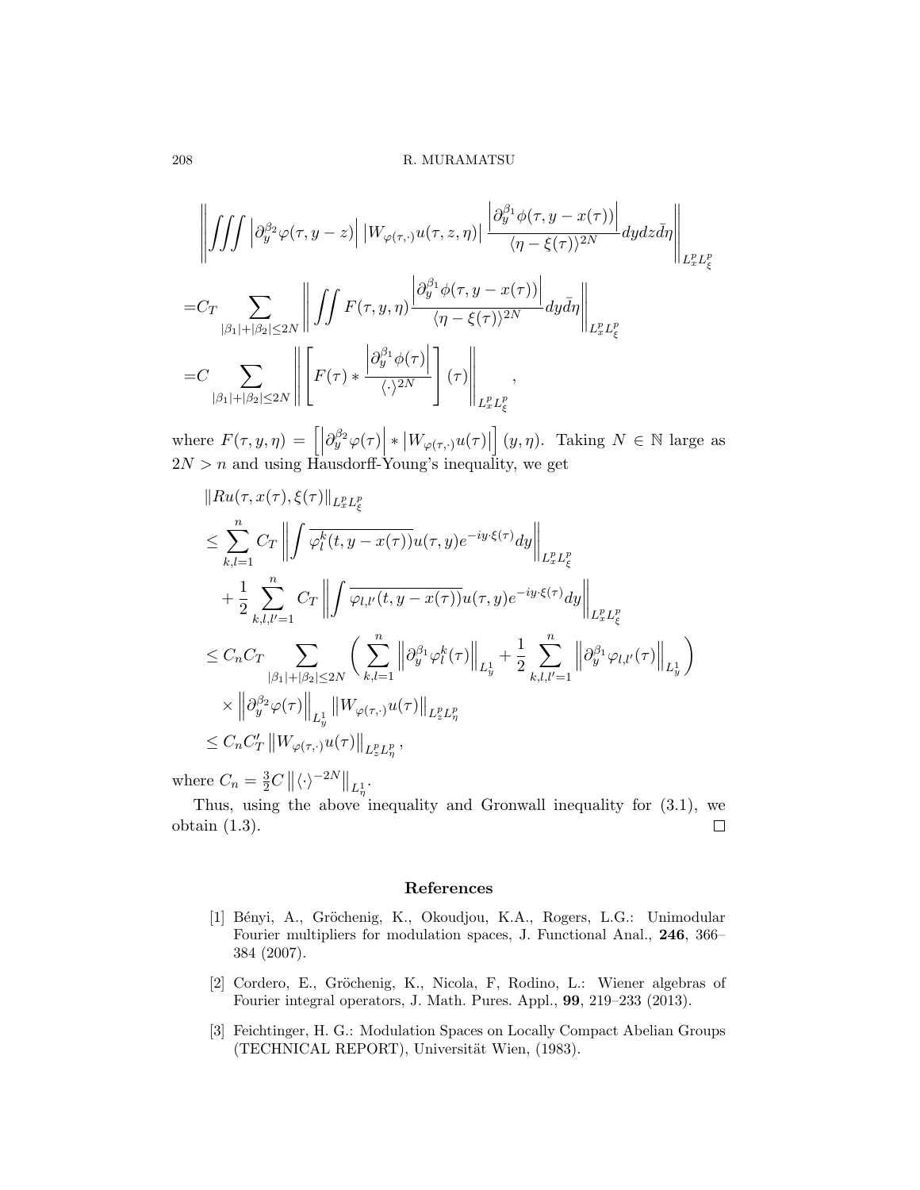$$
\begin{aligned}
&\left\| \iiint \left|\partial_y^{\beta_2}\varphi(\tau, y-z)\right| \left|W_{\varphi(\tau,\cdot)}u(\tau,z,\eta)\right| \frac{\left|\partial_y^{\beta_1}\phi(\tau, y-x(\tau))\right|}{\langle \eta-\xi(\tau)\rangle^{2N}} dydz\bar{d}\eta \right\|_{L^p_x L^p_\xi} \\
=&C_T \sum_{|\beta_1|+|\beta_2|\le 2N} \left\| \iint F(\tau,y,\eta) \frac{\left|\partial_y^{\beta_1}\phi(\tau, y-x(\tau))\right|}{\langle \eta-\xi(\tau)\rangle^{2N}} dy\bar{d}\eta \right\|_{L^p_x L^p_\xi} \\
=&C \sum_{|\beta_1|+|\beta_2|\le 2N} \left\| \left[ F(\tau) * \frac{\left|\partial_y^{\beta_1}\phi(\tau)\right|}{\langle \cdot \rangle^{2N}} \right](\tau) \right\|_{L^p_x L^p_\xi},
\end{aligned}
$$

where $F(\tau,y,\eta) = \left[\left|\partial_y^{\beta_2}\varphi(\tau)\right| * \left|W_{\varphi(\tau,\cdot)}u(\tau)\right|\right](y,\eta)$. Taking $N \in \mathbb{N}$ large as $2N > n$ and using Hausdorff-Young's inequality, we get

$$
\begin{aligned}
&\|Ru(\tau, x(\tau), \xi(\tau))\|_{L^p_x L^p_\xi} \\
\le& \sum_{k,l=1}^n C_T \left\| \int \overline{\varphi_l^k(t, y-x(\tau))} u(\tau,y) e^{-iy\cdot\xi(\tau)} dy \right\|_{L^p_x L^p_\xi} \\
&+ \frac{1}{2} \sum_{k,l,l'=1}^n C_T \left\| \int \overline{\varphi_{l,l'}(t, y-x(\tau))} u(\tau,y) e^{-iy\cdot\xi(\tau)} dy \right\|_{L^p_x L^p_\xi} \\
\le& C_n C_T \sum_{|\beta_1|+|\beta_2|\le 2N} \left( \sum_{k,l=1}^n \left\|\partial_y^{\beta_1}\varphi_l^k(\tau)\right\|_{L^1_y} + \frac{1}{2}\sum_{k,l,l'=1}^n \left\|\partial_y^{\beta_1}\varphi_{l,l'}(\tau)\right\|_{L^1_y} \right) \\
&\times \left\|\partial_y^{\beta_2}\varphi(\tau)\right\|_{L^1_y} \left\|W_{\varphi(\tau,\cdot)}u(\tau)\right\|_{L^p_z L^p_\eta} \\
\le& C_n C'_T \left\|W_{\varphi(\tau,\cdot)}u(\tau)\right\|_{L^p_z L^p_\eta},
\end{aligned}
$$

where $C_n = \frac{3}{2}C\left\|\langle\cdot\rangle^{-2N}\right\|_{L^1_\eta}$.

Thus, using the above inequality and Gronwall inequality for (3.1), we obtain (1.3). □

## References

[1] Bényi, A., Gröchenig, K., Okoudjou, K.A., Rogers, L.G.: Unimodular Fourier multipliers for modulation spaces, J. Functional Anal., **246**, 366–384 (2007).

[2] Cordero, E., Gröchenig, K., Nicola, F, Rodino, L.: Wiener algebras of Fourier integral operators, J. Math. Pures. Appl., **99**, 219–233 (2013).

[3] Feichtinger, H. G.: Modulation Spaces on Locally Compact Abelian Groups (TECHNICAL REPORT), Universität Wien, (1983).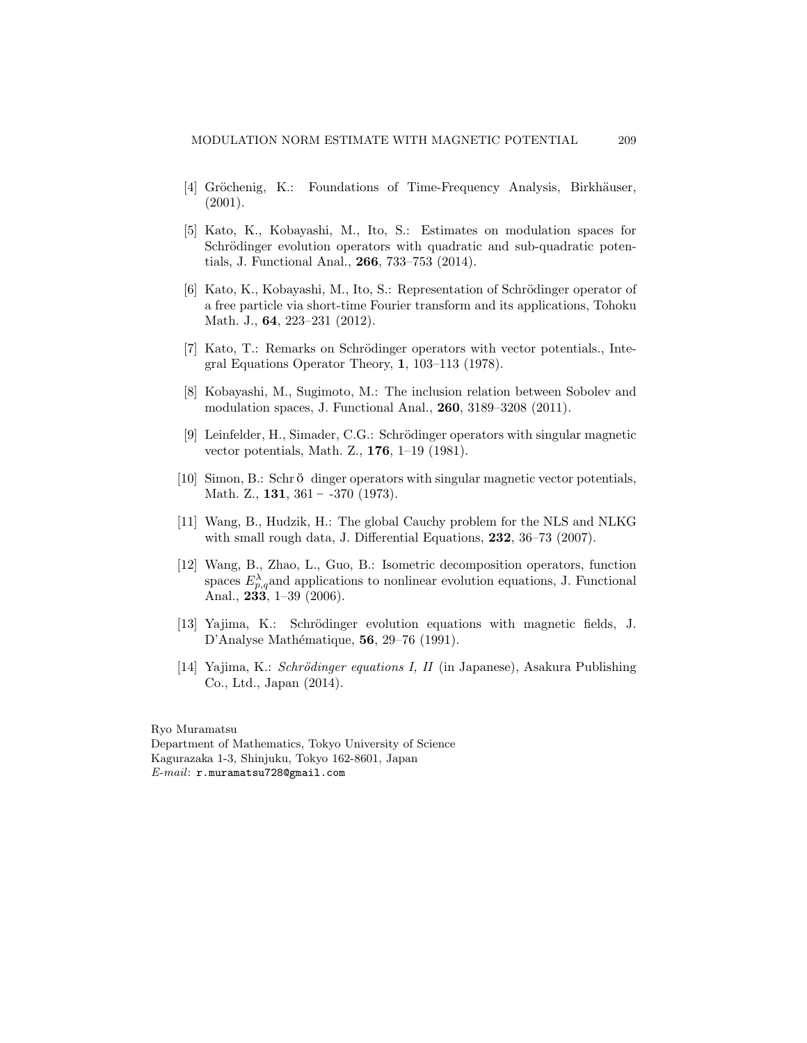[4] Gröchenig, K.: Foundations of Time-Frequency Analysis, Birkhäuser, (2001).

[5] Kato, K., Kobayashi, M., Ito, S.: Estimates on modulation spaces for Schrödinger evolution operators with quadratic and sub-quadratic potentials, J. Functional Anal., **266**, 733–753 (2014).

[6] Kato, K., Kobayashi, M., Ito, S.: Representation of Schrödinger operator of a free particle via short-time Fourier transform and its applications, Tohoku Math. J., **64**, 223–231 (2012).

[7] Kato, T.: Remarks on Schrödinger operators with vector potentials., Integral Equations Operator Theory, **1**, 103–113 (1978).

[8] Kobayashi, M., Sugimoto, M.: The inclusion relation between Sobolev and modulation spaces, J. Functional Anal., **260**, 3189–3208 (2011).

[9] Leinfelder, H., Simader, C.G.: Schrödinger operators with singular magnetic vector potentials, Math. Z., **176**, 1–19 (1981).

[10] Simon, B.: Schr ö dinger operators with singular magnetic vector potentials, Math. Z., **131**, 361 – -370 (1973).

[11] Wang, B., Hudzik, H.: The global Cauchy problem for the NLS and NLKG with small rough data, J. Differential Equations, **232**, 36–73 (2007).

[12] Wang, B., Zhao, L., Guo, B.: Isometric decomposition operators, function spaces $E^{\lambda}_{p,q}$and applications to nonlinear evolution equations, J. Functional Anal., **233**, 1–39 (2006).

[13] Yajima, K.: Schrödinger evolution equations with magnetic fields, J. D'Analyse Mathématique, **56**, 29–76 (1991).

[14] Yajima, K.: *Schrödinger equations I, II* (in Japanese), Asakura Publishing Co., Ltd., Japan (2014).

Ryo Muramatsu
Department of Mathematics, Tokyo University of Science
Kagurazaka 1-3, Shinjuku, Tokyo 162-8601, Japan
*E-mail*: r.muramatsu728@gmail.com